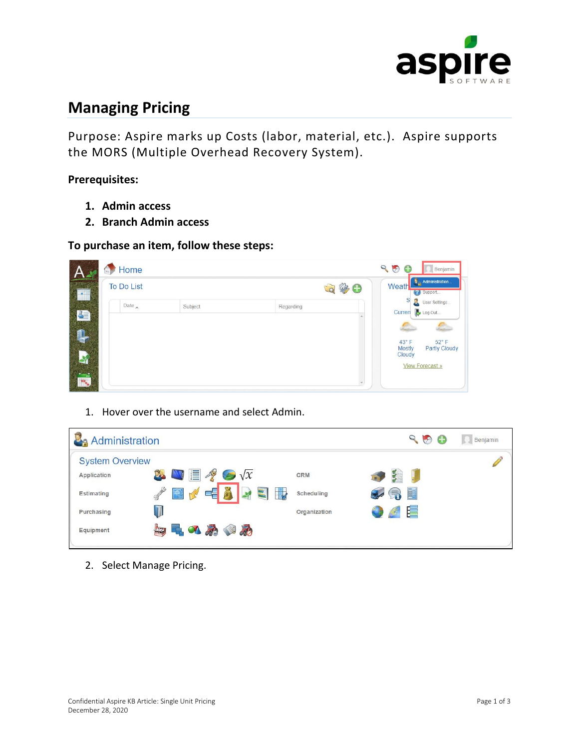# Managing Pricing

Purpose: Aspire marks up Costs (labor, material, etc.). Aspire supports the MORS (Multiple Overhead Recovery System).

**Prerequisites:**

1. **Admin access**
2. **Branch Admin access**

**To purchase an item, follow these steps:**

1. Hover over the username and select Admin.

2. Select Manage Pricing.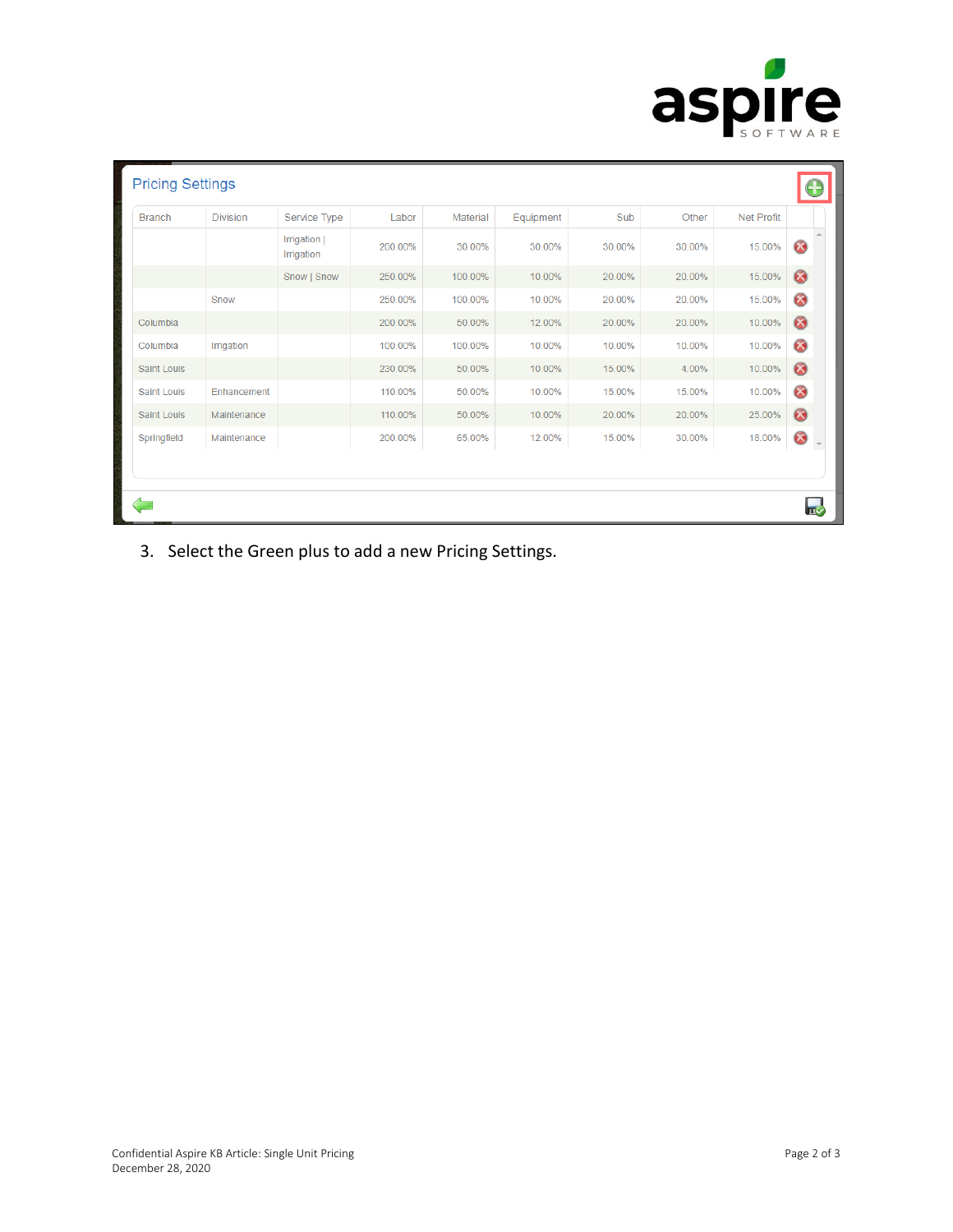Pricing Settings

| Branch | Division | Service Type | Labor | Material | Equipment | Sub | Other | Net Profit |
|---|---|---|---|---|---|---|---|---|
| | | Irrigation \| Irrigation | 200.00% | 30.00% | 30.00% | 30.00% | 30.00% | 15.00% |
| | | Snow \| Snow | 250.00% | 100.00% | 10.00% | 20.00% | 20.00% | 15.00% |
| | Snow | | 250.00% | 100.00% | 10.00% | 20.00% | 20.00% | 15.00% |
| Columbia | | | 200.00% | 50.00% | 12.00% | 20.00% | 20.00% | 10.00% |
| Columbia | Irrigation | | 100.00% | 100.00% | 10.00% | 10.00% | 10.00% | 10.00% |
| Saint Louis | | | 230.00% | 50.00% | 10.00% | 15.00% | 4.00% | 10.00% |
| Saint Louis | Enhancement | | 110.00% | 50.00% | 10.00% | 15.00% | 15.00% | 10.00% |
| Saint Louis | Maintenance | | 110.00% | 50.00% | 10.00% | 20.00% | 20.00% | 25.00% |
| Springfield | Maintenance | | 200.00% | 65.00% | 12.00% | 15.00% | 30.00% | 18.00% |

3. Select the Green plus to add a new Pricing Settings.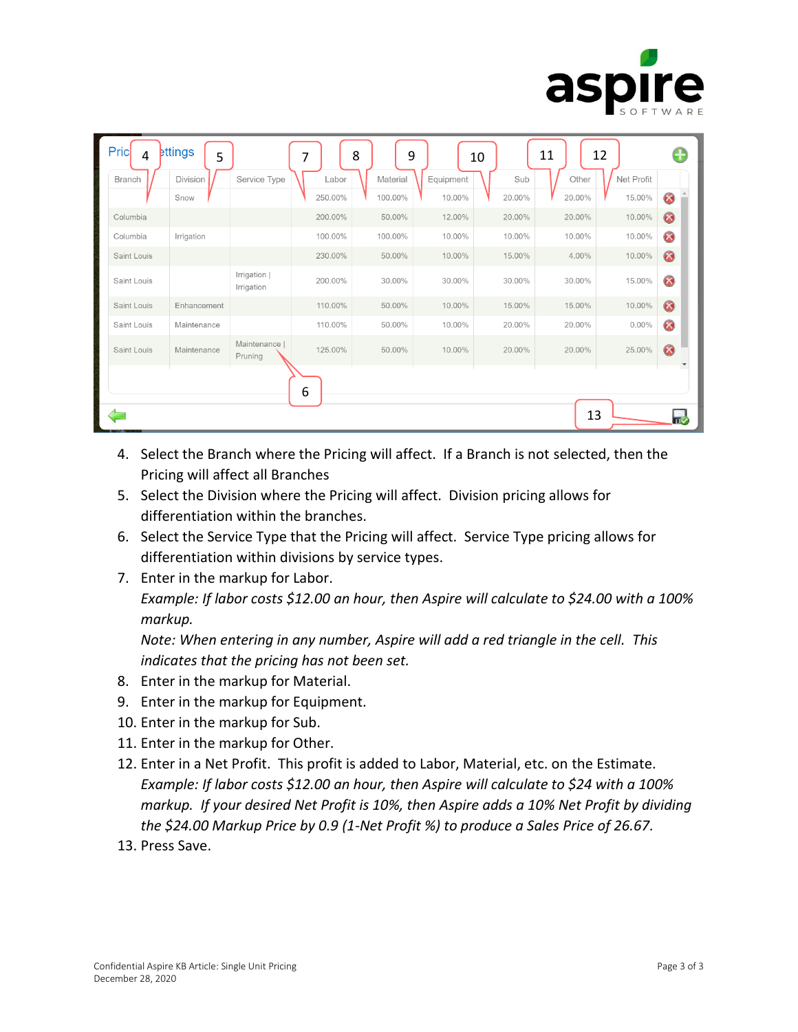| Branch | Division | Service Type | Labor | Material | Equipment | Sub | Other | Net Profit |
|---|---|---|---|---|---|---|---|---|
| | Snow | | 250.00% | 100.00% | 10.00% | 20.00% | 20.00% | 15.00% |
| Columbia | | | 200.00% | 50.00% | 12.00% | 20.00% | 20.00% | 10.00% |
| Columbia | Irrigation | | 100.00% | 100.00% | 10.00% | 10.00% | 10.00% | 10.00% |
| Saint Louis | | | 230.00% | 50.00% | 10.00% | 15.00% | 4.00% | 10.00% |
| Saint Louis | | Irrigation \| Irrigation | 200.00% | 30.00% | 30.00% | 30.00% | 30.00% | 15.00% |
| Saint Louis | Enhancement | | 110.00% | 50.00% | 10.00% | 15.00% | 15.00% | 10.00% |
| Saint Louis | Maintenance | | 110.00% | 50.00% | 10.00% | 20.00% | 20.00% | 0.00% |
| Saint Louis | Maintenance | Maintenance \| Pruning | 125.00% | 50.00% | 10.00% | 20.00% | 20.00% | 25.00% |

4. Select the Branch where the Pricing will affect. If a Branch is not selected, then the Pricing will affect all Branches
5. Select the Division where the Pricing will affect. Division pricing allows for differentiation within the branches.
6. Select the Service Type that the Pricing will affect. Service Type pricing allows for differentiation within divisions by service types.
7. Enter in the markup for Labor.
   *Example: If labor costs $12.00 an hour, then Aspire will calculate to $24.00 with a 100% markup.*
   *Note: When entering in any number, Aspire will add a red triangle in the cell. This indicates that the pricing has not been set.*
8. Enter in the markup for Material.
9. Enter in the markup for Equipment.
10. Enter in the markup for Sub.
11. Enter in the markup for Other.
12. Enter in a Net Profit. This profit is added to Labor, Material, etc. on the Estimate.
    *Example: If labor costs $12.00 an hour, then Aspire will calculate to $24 with a 100% markup. If your desired Net Profit is 10%, then Aspire adds a 10% Net Profit by dividing the $24.00 Markup Price by 0.9 (1-Net Profit %) to produce a Sales Price of 26.67.*
13. Press Save.